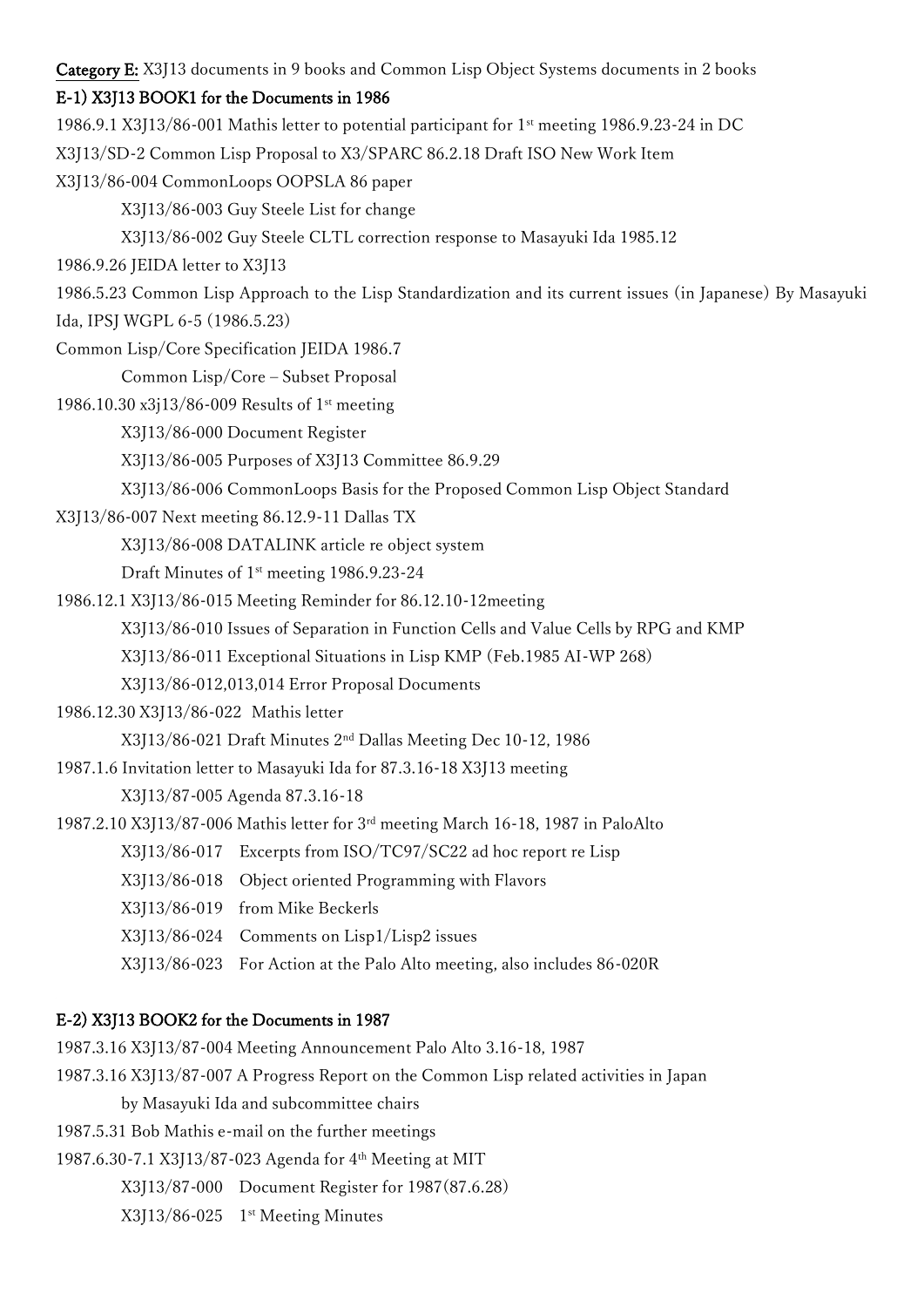**Category E:** X3J13 documents in 9 books and Common Lisp Object Systems documents in 2 books

**E-1) X3J13 BOOK1 for the Documents in 1986**

1986.9.1 X3J13/86-001 Mathis letter to potential participant for 1st meeting 1986.9.23-24 in DC

X3J13/SD-2 Common Lisp Proposal to X3/SPARC 86.2.18 Draft ISO New Work Item

X3J13/86-004 CommonLoops OOPSLA 86 paper

- X3J13/86-003 Guy Steele List for change
- X3J13/86-002 Guy Steele CLTL correction response to Masayuki Ida 1985.12

1986.9.26 JEIDA letter to X3J13

1986.5.23 Common Lisp Approach to the Lisp Standardization and its current issues (in Japanese) By Masayuki Ida, IPSJ WGPL 6-5 (1986.5.23)

Common Lisp/Core Specification JEIDA 1986.7

- Common Lisp/Core – Subset Proposal

1986.10.30 x3j13/86-009 Results of 1st meeting

- X3J13/86-000 Document Register
- X3J13/86-005 Purposes of X3J13 Committee 86.9.29
- X3J13/86-006 CommonLoops Basis for the Proposed Common Lisp Object Standard

X3J13/86-007 Next meeting 86.12.9-11 Dallas TX

- X3J13/86-008 DATALINK article re object system
- Draft Minutes of 1st meeting 1986.9.23-24

1986.12.1 X3J13/86-015 Meeting Reminder for 86.12.10-12meeting

- X3J13/86-010 Issues of Separation in Function Cells and Value Cells by RPG and KMP
- X3J13/86-011 Exceptional Situations in Lisp KMP (Feb.1985 AI-WP 268)
- X3J13/86-012,013,014 Error Proposal Documents

1986.12.30 X3J13/86-022 Mathis letter

- X3J13/86-021 Draft Minutes 2nd Dallas Meeting Dec 10-12, 1986

1987.1.6 Invitation letter to Masayuki Ida for 87.3.16-18 X3J13 meeting

- X3J13/87-005 Agenda 87.3.16-18

1987.2.10 X3J13/87-006 Mathis letter for 3rd meeting March 16-18, 1987 in PaloAlto

- X3J13/86-017 Excerpts from ISO/TC97/SC22 ad hoc report re Lisp
- X3J13/86-018 Object oriented Programming with Flavors
- X3J13/86-019 from Mike Beckerls
- X3J13/86-024 Comments on Lisp1/Lisp2 issues
- X3J13/86-023 For Action at the Palo Alto meeting, also includes 86-020R

**E-2) X3J13 BOOK2 for the Documents in 1987**

1987.3.16 X3J13/87-004 Meeting Announcement Palo Alto 3.16-18, 1987

1987.3.16 X3J13/87-007 A Progress Report on the Common Lisp related activities in Japan by Masayuki Ida and subcommittee chairs

1987.5.31 Bob Mathis e-mail on the further meetings

1987.6.30-7.1 X3J13/87-023 Agenda for 4th Meeting at MIT

- X3J13/87-000 Document Register for 1987(87.6.28)
- X3J13/86-025 1st Meeting Minutes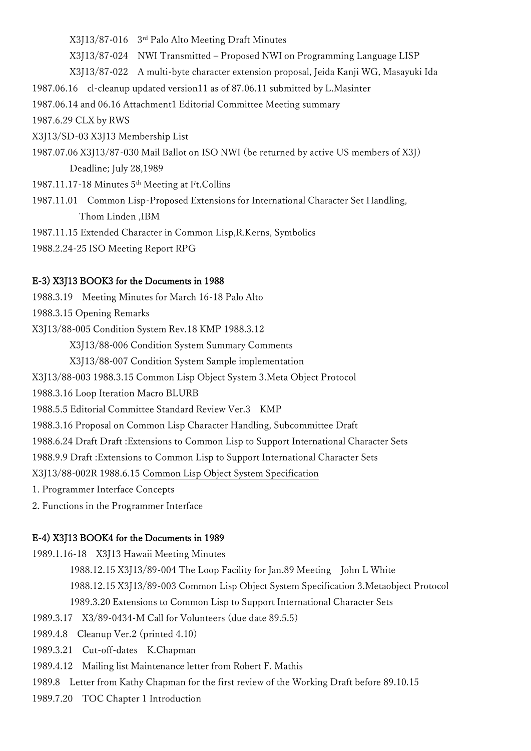X3J13/87-016 3rd Palo Alto Meeting Draft Minutes

X3J13/87-024 NWI Transmitted – Proposed NWI on Programming Language LISP

X3J13/87-022 A multi-byte character extension proposal, Jeida Kanji WG, Masayuki Ida

1987.06.16 cl-cleanup updated version11 as of 87.06.11 submitted by L.Masinter

1987.06.14 and 06.16 Attachment1 Editorial Committee Meeting summary

1987.6.29 CLX by RWS

X3J13/SD-03 X3J13 Membership List

1987.07.06 X3J13/87-030 Mail Ballot on ISO NWI (be returned by active US members of X3J)
Deadline; July 28,1989

1987.11.17-18 Minutes 5th Meeting at Ft.Collins

1987.11.01 Common Lisp-Proposed Extensions for International Character Set Handling,
Thom Linden ,IBM

1987.11.15 Extended Character in Common Lisp,R.Kerns, Symbolics

1988.2.24-25 ISO Meeting Report RPG

## E-3) X3J13 BOOK3 for the Documents in 1988

1988.3.19 Meeting Minutes for March 16-18 Palo Alto

1988.3.15 Opening Remarks

X3J13/88-005 Condition System Rev.18 KMP 1988.3.12

X3J13/88-006 Condition System Summary Comments

X3J13/88-007 Condition System Sample implementation

X3J13/88-003 1988.3.15 Common Lisp Object System 3.Meta Object Protocol

1988.3.16 Loop Iteration Macro BLURB

1988.5.5 Editorial Committee Standard Review Ver.3 KMP

1988.3.16 Proposal on Common Lisp Character Handling, Subcommittee Draft

1988.6.24 Draft Draft :Extensions to Common Lisp to Support International Character Sets

1988.9.9 Draft :Extensions to Common Lisp to Support International Character Sets

X3J13/88-002R 1988.6.15 Common Lisp Object System Specification

1. Programmer Interface Concepts
2. Functions in the Programmer Interface

## E-4) X3J13 BOOK4 for the Documents in 1989

1989.1.16-18 X3J13 Hawaii Meeting Minutes

1988.12.15 X3J13/89-004 The Loop Facility for Jan.89 Meeting John L White

1988.12.15 X3J13/89-003 Common Lisp Object System Specification 3.Metaobject Protocol

1989.3.20 Extensions to Common Lisp to Support International Character Sets

1989.3.17 X3/89-0434-M Call for Volunteers (due date 89.5.5)

1989.4.8 Cleanup Ver.2 (printed 4.10)

1989.3.21 Cut-off-dates K.Chapman

1989.4.12 Mailing list Maintenance letter from Robert F. Mathis

1989.8 Letter from Kathy Chapman for the first review of the Working Draft before 89.10.15

1989.7.20 TOC Chapter 1 Introduction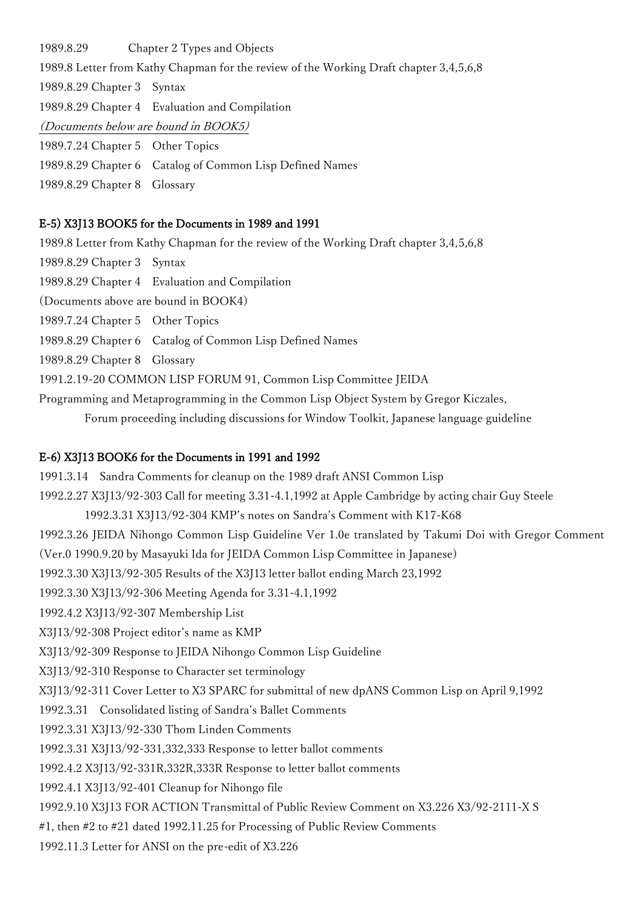1989.8.29 Chapter 2 Types and Objects

1989.8 Letter from Kathy Chapman for the review of the Working Draft chapter 3,4,5,6,8

1989.8.29 Chapter 3 Syntax

1989.8.29 Chapter 4 Evaluation and Compilation

*(Documents below are bound in BOOK5)*

1989.7.24 Chapter 5 Other Topics

1989.8.29 Chapter 6 Catalog of Common Lisp Defined Names

1989.8.29 Chapter 8 Glossary

### E-5) X3J13 BOOK5 for the Documents in 1989 and 1991

1989.8 Letter from Kathy Chapman for the review of the Working Draft chapter 3,4,5,6,8

1989.8.29 Chapter 3 Syntax

1989.8.29 Chapter 4 Evaluation and Compilation

(Documents above are bound in BOOK4)

1989.7.24 Chapter 5 Other Topics

1989.8.29 Chapter 6 Catalog of Common Lisp Defined Names

1989.8.29 Chapter 8 Glossary

1991.2.19-20 COMMON LISP FORUM 91, Common Lisp Committee JEIDA

Programming and Metaprogramming in the Common Lisp Object System by Gregor Kiczales,

Forum proceeding including discussions for Window Toolkit, Japanese language guideline

### E-6) X3J13 BOOK6 for the Documents in 1991 and 1992

1991.3.14 Sandra Comments for cleanup on the 1989 draft ANSI Common Lisp

1992.2.27 X3J13/92-303 Call for meeting 3.31-4.1,1992 at Apple Cambridge by acting chair Guy Steele

1992.3.31 X3J13/92-304 KMP's notes on Sandra's Comment with K17-K68

1992.3.26 JEIDA Nihongo Common Lisp Guideline Ver 1.0e translated by Takumi Doi with Gregor Comment (Ver.0 1990.9.20 by Masayuki Ida for JEIDA Common Lisp Committee in Japanese)

1992.3.30 X3J13/92-305 Results of the X3J13 letter ballot ending March 23,1992

1992.3.30 X3J13/92-306 Meeting Agenda for 3.31-4.1,1992

1992.4.2 X3J13/92-307 Membership List

X3J13/92-308 Project editor's name as KMP

X3J13/92-309 Response to JEIDA Nihongo Common Lisp Guideline

X3J13/92-310 Response to Character set terminology

X3J13/92-311 Cover Letter to X3 SPARC for submittal of new dpANS Common Lisp on April 9,1992

1992.3.31 Consolidated listing of Sandra's Ballet Comments

1992.3.31 X3J13/92-330 Thom Linden Comments

1992.3.31 X3J13/92-331,332,333 Response to letter ballot comments

1992.4.2 X3J13/92-331R,332R,333R Response to letter ballot comments

1992.4.1 X3J13/92-401 Cleanup for Nihongo file

1992.9.10 X3J13 FOR ACTION Transmittal of Public Review Comment on X3.226 X3/92-2111-X S #1, then #2 to #21 dated 1992.11.25 for Processing of Public Review Comments

1992.11.3 Letter for ANSI on the pre-edit of X3.226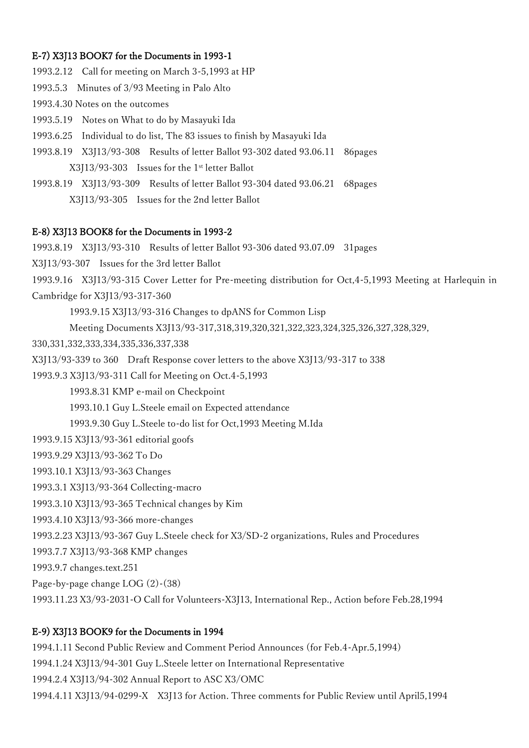**E-7) X3J13 BOOK7 for the Documents in 1993-1**

1993.2.12　Call for meeting on March 3-5,1993 at HP

1993.5.3　Minutes of 3/93 Meeting in Palo Alto

1993.4.30 Notes on the outcomes

1993.5.19　Notes on What to do by Masayuki Ida

1993.6.25　Individual to do list, The 83 issues to finish by Masayuki Ida

1993.8.19　X3J13/93-308　Results of letter Ballot 93-302 dated 93.06.11　86pages

　　X3J13/93-303　Issues for the 1st letter Ballot

1993.8.19　X3J13/93-309　Results of letter Ballot 93-304 dated 93.06.21　68pages

　　X3J13/93-305　Issues for the 2nd letter Ballot

**E-8) X3J13 BOOK8 for the Documents in 1993-2**

1993.8.19　X3J13/93-310　Results of letter Ballot 93-306 dated 93.07.09　31pages

X3J13/93-307　Issues for the 3rd letter Ballot

1993.9.16　X3J13/93-315 Cover Letter for Pre-meeting distribution for Oct,4-5,1993 Meeting at Harlequin in Cambridge for X3J13/93-317-360

　　1993.9.15 X3J13/93-316 Changes to dpANS for Common Lisp

　　Meeting Documents X3J13/93-317,318,319,320,321,322,323,324,325,326,327,328,329,
330,331,332,333,334,335,336,337,338

X3J13/93-339 to 360　Draft Response cover letters to the above X3J13/93-317 to 338

1993.9.3 X3J13/93-311 Call for Meeting on Oct.4-5,1993

　　1993.8.31 KMP e-mail on Checkpoint

　　1993.10.1 Guy L.Steele email on Expected attendance

　　1993.9.30 Guy L.Steele to-do list for Oct,1993 Meeting M.Ida

1993.9.15 X3J13/93-361 editorial goofs

1993.9.29 X3J13/93-362 To Do

1993.10.1 X3J13/93-363 Changes

1993.3.1 X3J13/93-364 Collecting-macro

1993.3.10 X3J13/93-365 Technical changes by Kim

1993.4.10 X3J13/93-366 more-changes

1993.2.23 X3J13/93-367 Guy L.Steele check for X3/SD-2 organizations, Rules and Procedures

1993.7.7 X3J13/93-368 KMP changes

1993.9.7 changes.text.251

Page-by-page change LOG (2)-(38)

1993.11.23 X3/93-2031-O Call for Volunteers-X3J13, International Rep., Action before Feb.28,1994

**E-9) X3J13 BOOK9 for the Documents in 1994**

1994.1.11 Second Public Review and Comment Period Announces (for Feb.4-Apr.5,1994)

1994.1.24 X3J13/94-301 Guy L.Steele letter on International Representative

1994.2.4 X3J13/94-302 Annual Report to ASC X3/OMC

1994.4.11 X3J13/94-0299-X　X3J13 for Action. Three comments for Public Review until April5,1994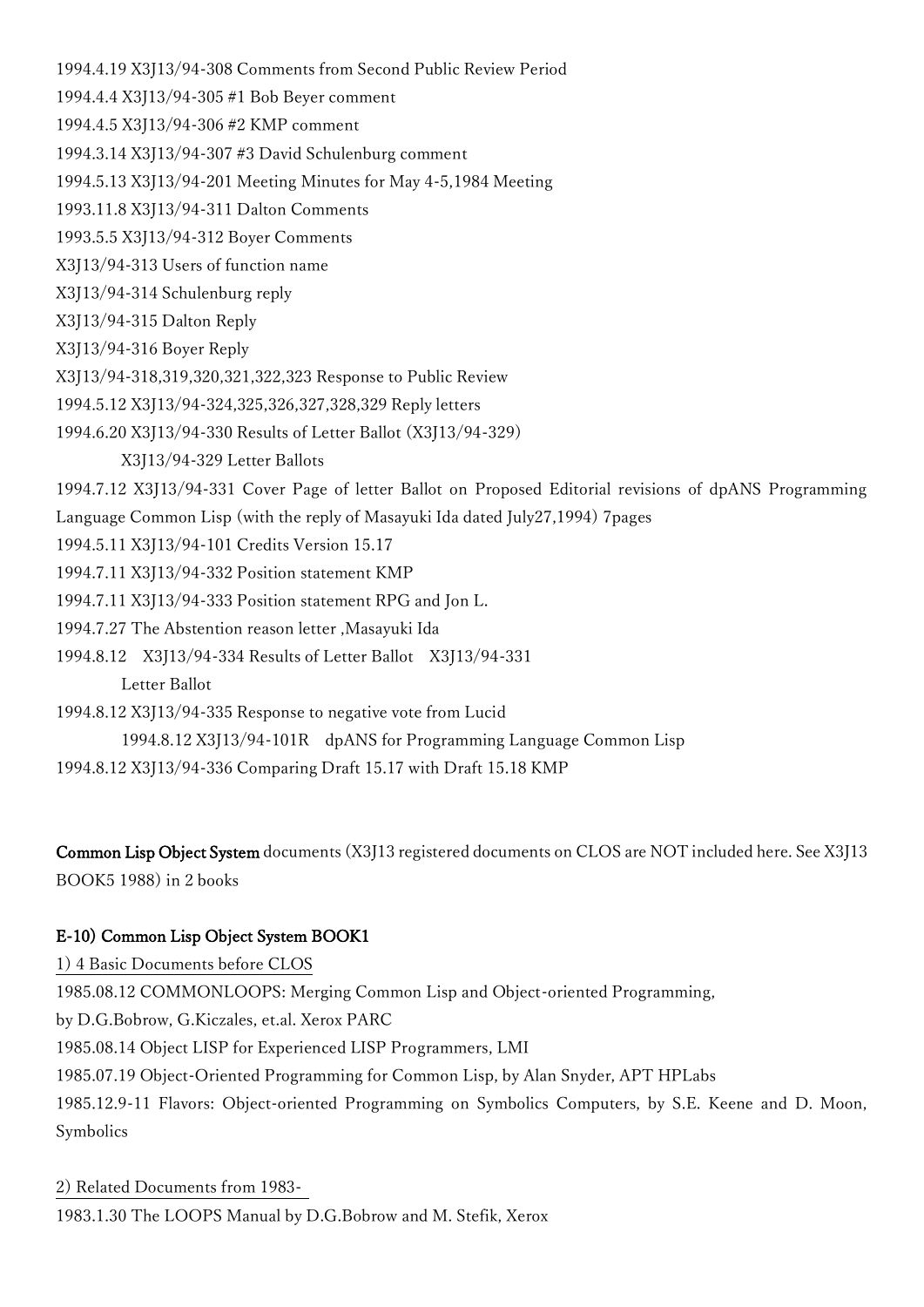1994.4.19 X3J13/94-308 Comments from Second Public Review Period

1994.4.4 X3J13/94-305 #1 Bob Beyer comment

1994.4.5 X3J13/94-306 #2 KMP comment

1994.3.14 X3J13/94-307 #3 David Schulenburg comment

1994.5.13 X3J13/94-201 Meeting Minutes for May 4-5,1984 Meeting

1993.11.8 X3J13/94-311 Dalton Comments

1993.5.5 X3J13/94-312 Boyer Comments

X3J13/94-313 Users of function name

X3J13/94-314 Schulenburg reply

X3J13/94-315 Dalton Reply

X3J13/94-316 Boyer Reply

X3J13/94-318,319,320,321,322,323 Response to Public Review

1994.5.12 X3J13/94-324,325,326,327,328,329 Reply letters

1994.6.20 X3J13/94-330 Results of Letter Ballot (X3J13/94-329)

X3J13/94-329 Letter Ballots

1994.7.12 X3J13/94-331 Cover Page of letter Ballot on Proposed Editorial revisions of dpANS Programming Language Common Lisp (with the reply of Masayuki Ida dated July27,1994) 7pages

1994.5.11 X3J13/94-101 Credits Version 15.17

1994.7.11 X3J13/94-332 Position statement KMP

1994.7.11 X3J13/94-333 Position statement RPG and Jon L.

1994.7.27 The Abstention reason letter ,Masayuki Ida

1994.8.12 X3J13/94-334 Results of Letter Ballot X3J13/94-331

Letter Ballot

1994.8.12 X3J13/94-335 Response to negative vote from Lucid

1994.8.12 X3J13/94-101R dpANS for Programming Language Common Lisp

1994.8.12 X3J13/94-336 Comparing Draft 15.17 with Draft 15.18 KMP

**Common Lisp Object System** documents (X3J13 registered documents on CLOS are NOT included here. See X3J13 BOOK5 1988) in 2 books

### E-10) Common Lisp Object System BOOK1

1) 4 Basic Documents before CLOS

1985.08.12 COMMONLOOPS: Merging Common Lisp and Object-oriented Programming,
by D.G.Bobrow, G.Kiczales, et.al. Xerox PARC

1985.08.14 Object LISP for Experienced LISP Programmers, LMI

1985.07.19 Object-Oriented Programming for Common Lisp, by Alan Snyder, APT HPLabs

1985.12.9-11 Flavors: Object-oriented Programming on Symbolics Computers, by S.E. Keene and D. Moon, Symbolics

2) Related Documents from 1983-

1983.1.30 The LOOPS Manual by D.G.Bobrow and M. Stefik, Xerox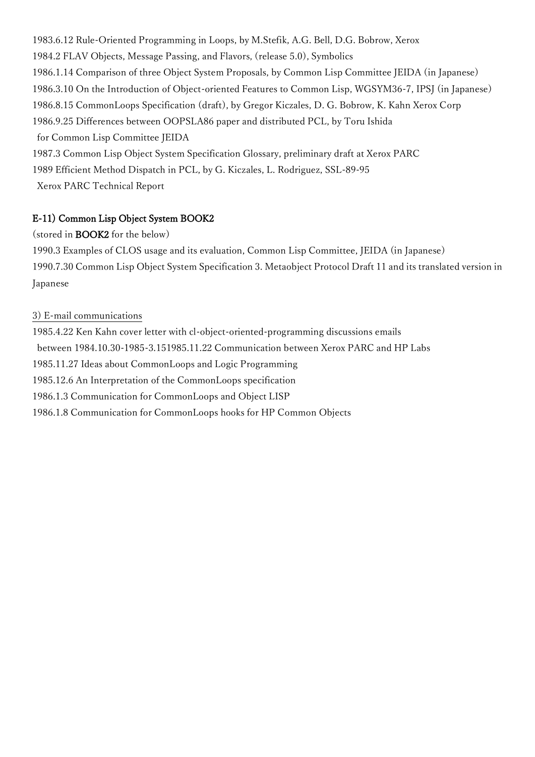1983.6.12 Rule-Oriented Programming in Loops, by M.Stefik, A.G. Bell, D.G. Bobrow, Xerox
1984.2 FLAV Objects, Message Passing, and Flavors, (release 5.0), Symbolics
1986.1.14 Comparison of three Object System Proposals, by Common Lisp Committee JEIDA (in Japanese)
1986.3.10 On the Introduction of Object-oriented Features to Common Lisp, WGSYM36-7, IPSJ (in Japanese)
1986.8.15 CommonLoops Specification (draft), by Gregor Kiczales, D. G. Bobrow, K. Kahn Xerox Corp
1986.9.25 Differences between OOPSLA86 paper and distributed PCL, by Toru Ishida
 for Common Lisp Committee JEIDA
1987.3 Common Lisp Object System Specification Glossary, preliminary draft at Xerox PARC
1989 Efficient Method Dispatch in PCL, by G. Kiczales, L. Rodriguez, SSL-89-95
 Xerox PARC Technical Report

### E-11) Common Lisp Object System BOOK2

(stored in **BOOK2** for the below)
1990.3 Examples of CLOS usage and its evaluation, Common Lisp Committee, JEIDA (in Japanese)
1990.7.30 Common Lisp Object System Specification 3. Metaobject Protocol Draft 11 and its translated version in Japanese

<u>3) E-mail communications</u>

1985.4.22 Ken Kahn cover letter with cl-object-oriented-programming discussions emails
 between 1984.10.30-1985-3.151985.11.22 Communication between Xerox PARC and HP Labs
1985.11.27 Ideas about CommonLoops and Logic Programming
1985.12.6 An Interpretation of the CommonLoops specification
1986.1.3 Communication for CommonLoops and Object LISP
1986.1.8 Communication for CommonLoops hooks for HP Common Objects